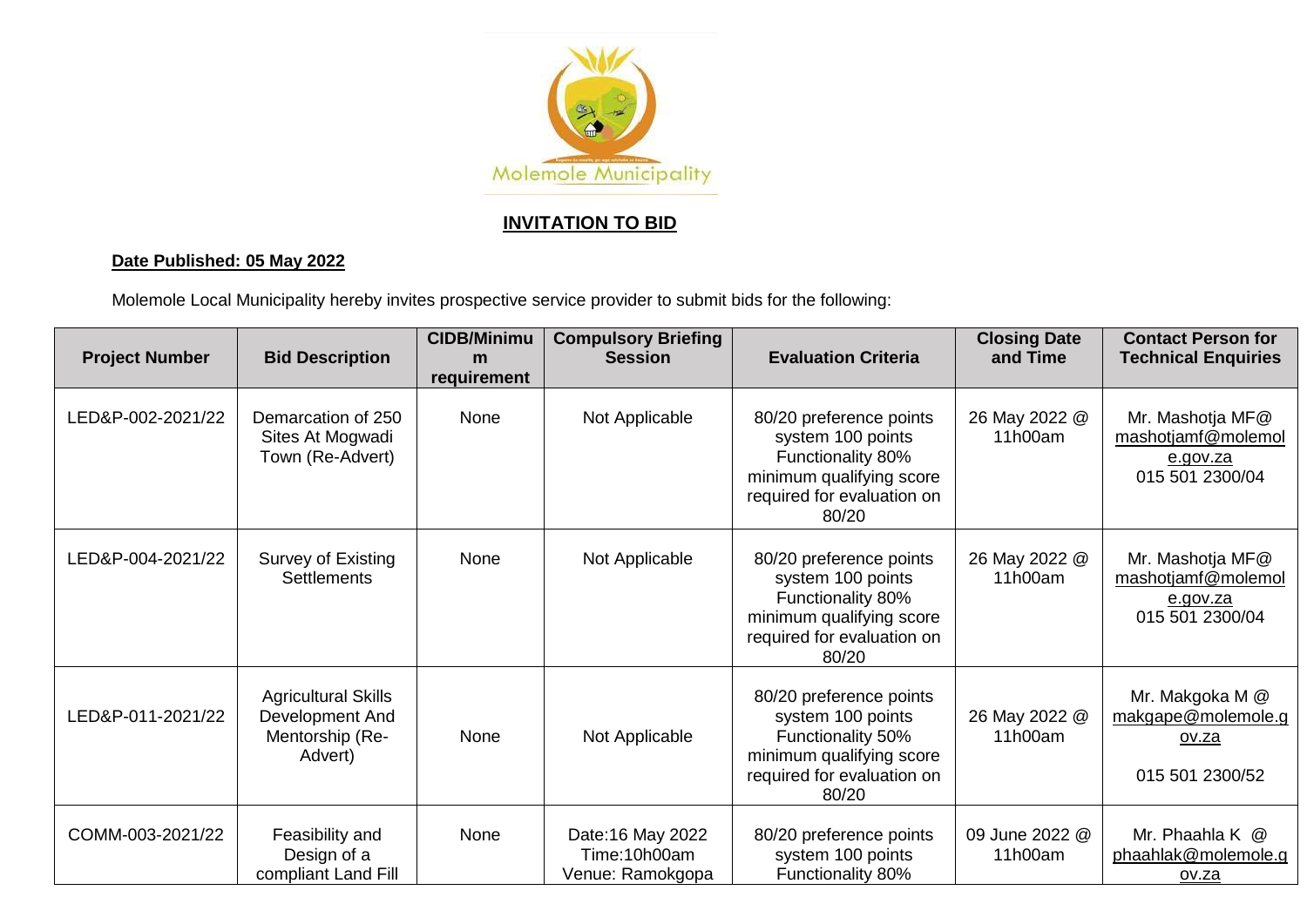Molemole Municipality

## INVITATION TO BID

**Date Published: 05 May 2022**

Molemole Local Municipality hereby invites prospective service provider to submit bids for the following:

| Project Number | Bid Description | CIDB/Minimum requirement | Compulsory Briefing Session | Evaluation Criteria | Closing Date and Time | Contact Person for Technical Enquiries |
|---|---|---|---|---|---|---|
| LED&P-002-2021/22 | Demarcation of 250 Sites At Mogwadi Town (Re-Advert) | None | Not Applicable | 80/20 preference points system 100 points Functionality 80% minimum qualifying score required for evaluation on 80/20 | 26 May 2022 @ 11h00am | Mr. Mashotja MF@ mashotjamf@molemole.gov.za 015 501 2300/04 |
| LED&P-004-2021/22 | Survey of Existing Settlements | None | Not Applicable | 80/20 preference points system 100 points Functionality 80% minimum qualifying score required for evaluation on 80/20 | 26 May 2022 @ 11h00am | Mr. Mashotja MF@ mashotjamf@molemole.gov.za 015 501 2300/04 |
| LED&P-011-2021/22 | Agricultural Skills Development And Mentorship (Re-Advert) | None | Not Applicable | 80/20 preference points system 100 points Functionality 50% minimum qualifying score required for evaluation on 80/20 | 26 May 2022 @ 11h00am | Mr. Makgoka M @ makgape@molemole.gov.za 015 501 2300/52 |
| COMM-003-2021/22 | Feasibility and Design of a compliant Land Fill | None | Date:16 May 2022 Time:10h00am Venue: Ramokgopa | 80/20 preference points system 100 points Functionality 80% | 09 June 2022 @ 11h00am | Mr. Phaahla K @ phaahlak@molemole.gov.za |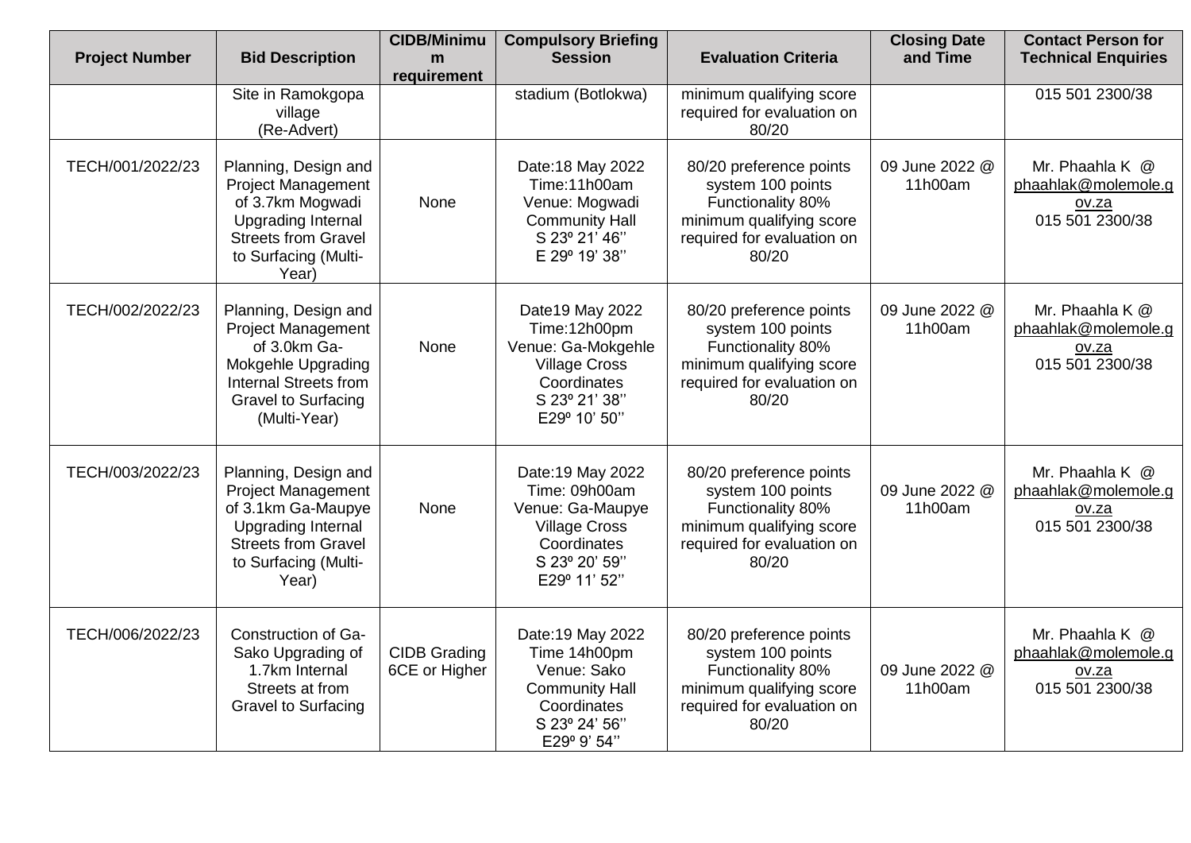| Project Number | Bid Description | CIDB/Minimum requirement | Compulsory Briefing Session | Evaluation Criteria | Closing Date and Time | Contact Person for Technical Enquiries |
| --- | --- | --- | --- | --- | --- | --- |
| | Site in Ramokgopa village (Re-Advert) | | stadium (Botlokwa) | minimum qualifying score required for evaluation on 80/20 | | 015 501 2300/38 |
| TECH/001/2022/23 | Planning, Design and Project Management of 3.7km Mogwadi Upgrading Internal Streets from Gravel to Surfacing (Multi-Year) | None | Date:18 May 2022 Time:11h00am Venue: Mogwadi Community Hall S 23º 21' 46'' E 29º 19' 38'' | 80/20 preference points system 100 points Functionality 80% minimum qualifying score required for evaluation on 80/20 | 09 June 2022 @ 11h00am | Mr. Phaahla K @ phaahlak@molemole.gov.za 015 501 2300/38 |
| TECH/002/2022/23 | Planning, Design and Project Management of 3.0km Ga-Mokgehle Upgrading Internal Streets from Gravel to Surfacing (Multi-Year) | None | Date19 May 2022 Time:12h00pm Venue: Ga-Mokgehle Village Cross Coordinates S 23º 21' 38'' E29º 10' 50'' | 80/20 preference points system 100 points Functionality 80% minimum qualifying score required for evaluation on 80/20 | 09 June 2022 @ 11h00am | Mr. Phaahla K @ phaahlak@molemole.gov.za 015 501 2300/38 |
| TECH/003/2022/23 | Planning, Design and Project Management of 3.1km Ga-Maupye Upgrading Internal Streets from Gravel to Surfacing (Multi-Year) | None | Date:19 May 2022 Time: 09h00am Venue: Ga-Maupye Village Cross Coordinates S 23º 20' 59'' E29º 11' 52'' | 80/20 preference points system 100 points Functionality 80% minimum qualifying score required for evaluation on 80/20 | 09 June 2022 @ 11h00am | Mr. Phaahla K @ phaahlak@molemole.gov.za 015 501 2300/38 |
| TECH/006/2022/23 | Construction of Ga-Sako Upgrading of 1.7km Internal Streets at from Gravel to Surfacing | CIDB Grading 6CE or Higher | Date:19 May 2022 Time 14h00pm Venue: Sako Community Hall Coordinates S 23º 24' 56'' E29º 9' 54'' | 80/20 preference points system 100 points Functionality 80% minimum qualifying score required for evaluation on 80/20 | 09 June 2022 @ 11h00am | Mr. Phaahla K @ phaahlak@molemole.gov.za 015 501 2300/38 |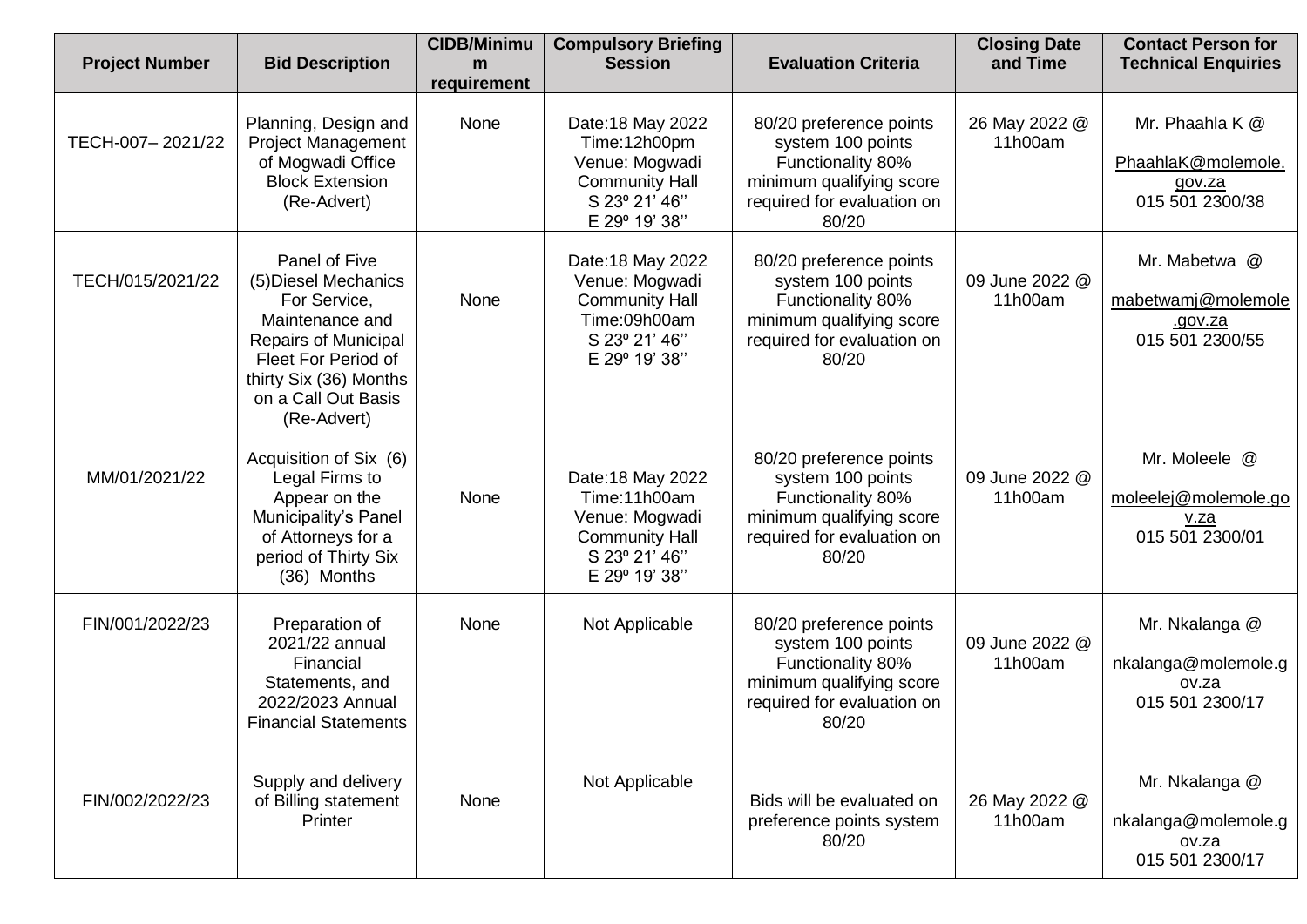| Project Number | Bid Description | CIDB/Minimum requirement | Compulsory Briefing Session | Evaluation Criteria | Closing Date and Time | Contact Person for Technical Enquiries |
|---|---|---|---|---|---|---|
| TECH-007– 2021/22 | Planning, Design and Project Management of Mogwadi Office Block Extension (Re-Advert) | None | Date:18 May 2022 Time:12h00pm Venue: Mogwadi Community Hall S 23º 21' 46'' E 29º 19' 38'' | 80/20 preference points system 100 points Functionality 80% minimum qualifying score required for evaluation on 80/20 | 26 May 2022 @ 11h00am | Mr. Phaahla K @ PhaahlaK@molemole.gov.za 015 501 2300/38 |
| TECH/015/2021/22 | Panel of Five (5)Diesel Mechanics For Service, Maintenance and Repairs of Municipal Fleet For Period of thirty Six (36) Months on a Call Out Basis (Re-Advert) | None | Date:18 May 2022 Venue: Mogwadi Community Hall Time:09h00am S 23º 21' 46'' E 29º 19' 38'' | 80/20 preference points system 100 points Functionality 80% minimum qualifying score required for evaluation on 80/20 | 09 June 2022 @ 11h00am | Mr. Mabetwa @ mabetwamj@molemole.gov.za 015 501 2300/55 |
| MM/01/2021/22 | Acquisition of Six (6) Legal Firms to Appear on the Municipality's Panel of Attorneys for a period of Thirty Six (36) Months | None | Date:18 May 2022 Time:11h00am Venue: Mogwadi Community Hall S 23º 21' 46'' E 29º 19' 38'' | 80/20 preference points system 100 points Functionality 80% minimum qualifying score required for evaluation on 80/20 | 09 June 2022 @ 11h00am | Mr. Moleele @ moleelej@molemole.gov.za 015 501 2300/01 |
| FIN/001/2022/23 | Preparation of 2021/22 annual Financial Statements, and 2022/2023 Annual Financial Statements | None | Not Applicable | 80/20 preference points system 100 points Functionality 80% minimum qualifying score required for evaluation on 80/20 | 09 June 2022 @ 11h00am | Mr. Nkalanga @ nkalanga@molemole.gov.za 015 501 2300/17 |
| FIN/002/2022/23 | Supply and delivery of Billing statement Printer | None | Not Applicable | Bids will be evaluated on preference points system 80/20 | 26 May 2022 @ 11h00am | Mr. Nkalanga @ nkalanga@molemole.gov.za 015 501 2300/17 |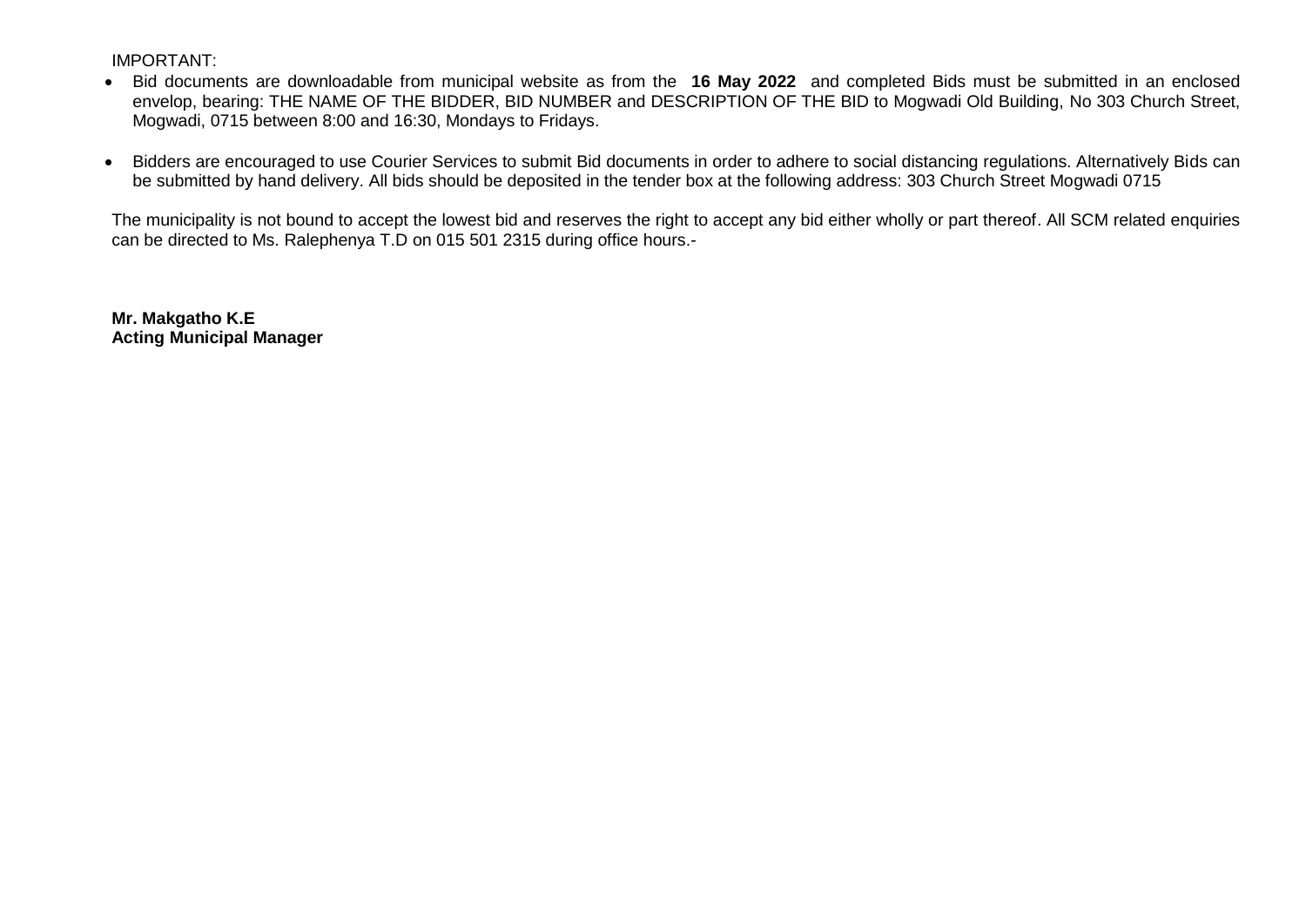IMPORTANT:

- Bid documents are downloadable from municipal website as from the **16 May 2022** and completed Bids must be submitted in an enclosed envelop, bearing: THE NAME OF THE BIDDER, BID NUMBER and DESCRIPTION OF THE BID to Mogwadi Old Building, No 303 Church Street, Mogwadi, 0715 between 8:00 and 16:30, Mondays to Fridays.

- Bidders are encouraged to use Courier Services to submit Bid documents in order to adhere to social distancing regulations. Alternatively Bids can be submitted by hand delivery. All bids should be deposited in the tender box at the following address: 303 Church Street Mogwadi 0715

The municipality is not bound to accept the lowest bid and reserves the right to accept any bid either wholly or part thereof. All SCM related enquiries can be directed to Ms. Ralephenya T.D on 015 501 2315 during office hours.-

**Mr. Makgatho K.E**
**Acting Municipal Manager**